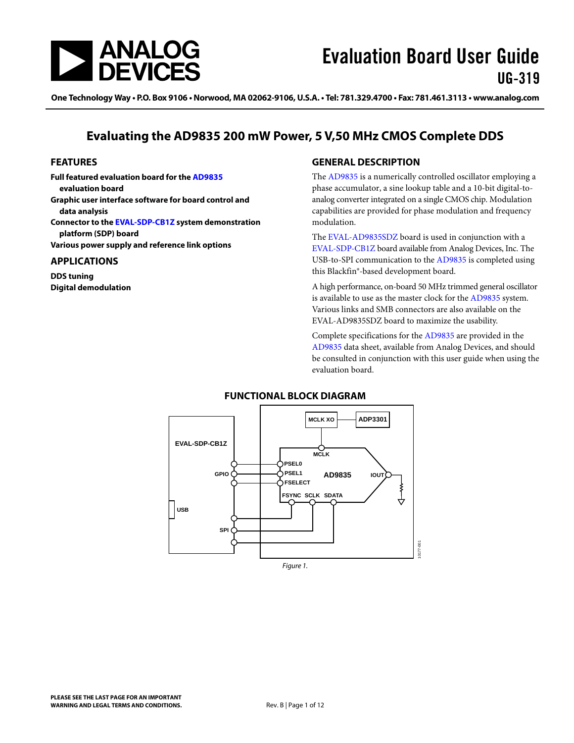# Evaluation Board User Guide

## UG-319

One Technology Way • P.O. Box 9106 • Norwood, MA 02062-9106, U.S.A. • Tel: 781.329.4700 • Fax: 781.461.3113 • www.analog.com

## Evaluating the AD9835 200 mW Power, 5 V,50 MHz CMOS Complete DDS

### FEATURES

**Full featured evaluation board for the AD9835 evaluation board**
**Graphic user interface software for board control and data analysis**
**Connector to the EVAL-SDP-CB1Z system demonstration platform (SDP) board**
**Various power supply and reference link options**

### APPLICATIONS

**DDS tuning**
**Digital demodulation**

### GENERAL DESCRIPTION

The AD9835 is a numerically controlled oscillator employing a phase accumulator, a sine lookup table and a 10-bit digital-to-analog converter integrated on a single CMOS chip. Modulation capabilities are provided for phase modulation and frequency modulation.

The EVAL-AD9835SDZ board is used in conjunction with a EVAL-SDP-CB1Z board available from Analog Devices, Inc. The USB-to-SPI communication to the AD9835 is completed using this Blackfin®-based development board.

A high performance, on-board 50 MHz trimmed general oscillator is available to use as the master clock for the AD9835 system. Various links and SMB connectors are also available on the EVAL-AD9835SDZ board to maximize the usability.

Complete specifications for the AD9835 are provided in the AD9835 data sheet, available from Analog Devices, and should be consulted in conjunction with this user guide when using the evaluation board.

### FUNCTIONAL BLOCK DIAGRAM

*Figure 1.*

PLEASE SEE THE LAST PAGE FOR AN IMPORTANT WARNING AND LEGAL TERMS AND CONDITIONS.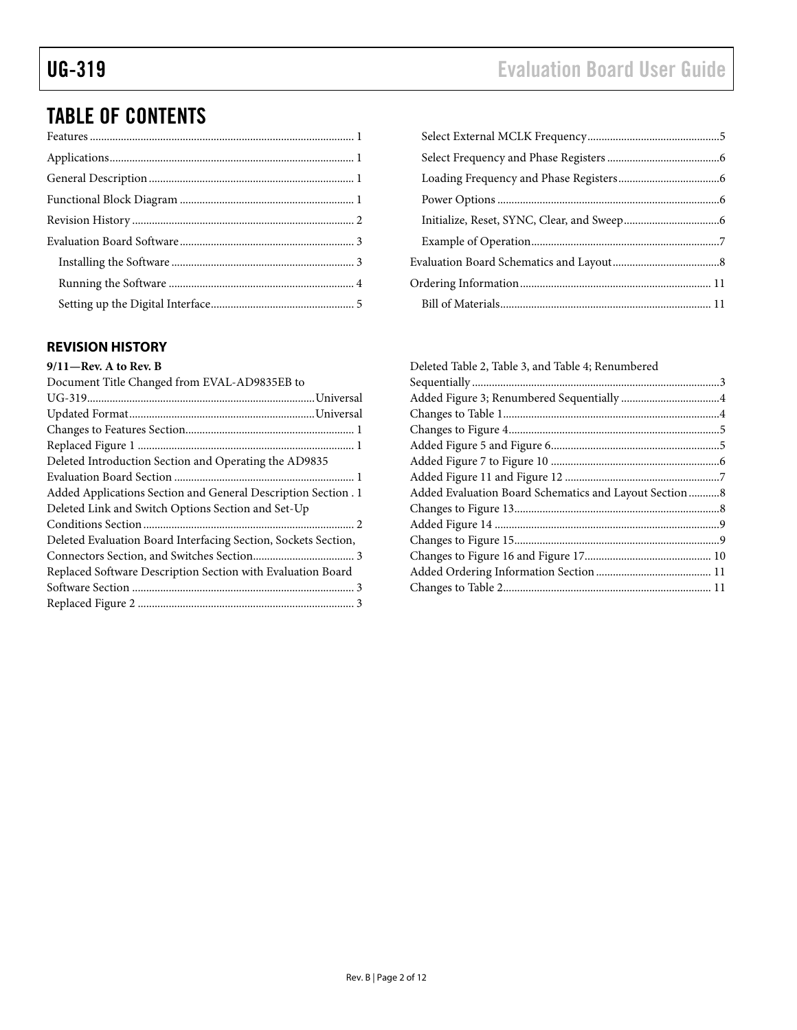## TABLE OF CONTENTS

Features ............................................................................................ 1
Applications...................................................................................... 1
General Description ........................................................................ 1
Functional Block Diagram ............................................................. 1
Revision History .............................................................................. 2
Evaluation Board Software ............................................................. 3
  Installing the Software ................................................................ 3
  Running the Software ................................................................. 4
  Setting up the Digital Interface.................................................. 5
  Select External MCLK Frequency..............................................5
  Select Frequency and Phase Registers ........................................6
  Loading Frequency and Phase Registers....................................6
  Power Options ..............................................................................6
  Initialize, Reset, SYNC, Clear, and Sweep..................................6
  Example of Operation..................................................................7
Evaluation Board Schematics and Layout......................................8
Ordering Information................................................................... 11
  Bill of Materials.......................................................................... 11

### REVISION HISTORY

**9/11—Rev. A to Rev. B**

Document Title Changed from EVAL-AD9835EB to UG-319...............................................................................Universal
Updated Format................................................................Universal
Changes to Features Section.......................................................... 1
Replaced Figure 1 ........................................................................... 1
Deleted Introduction Section and Operating the AD9835 Evaluation Board Section ............................................................... 1
Added Applications Section and General Description Section . 1
Deleted Link and Switch Options Section and Set-Up Conditions Section .......................................................................... 2
Deleted Evaluation Board Interfacing Section, Sockets Section, Connectors Section, and Switches Section................................... 3
Replaced Software Description Section with Evaluation Board Software Section ............................................................................. 3
Replaced Figure 2 ........................................................................... 3
Deleted Table 2, Table 3, and Table 4; Renumbered Sequentially .......................................................................................3
Added Figure 3; Renumbered Sequentially ..................................4
Changes to Table 1...........................................................................4
Changes to Figure 4..........................................................................5
Added Figure 5 and Figure 6...........................................................5
Added Figure 7 to Figure 10 ...........................................................6
Added Figure 11 and Figure 12 ......................................................7
Added Evaluation Board Schematics and Layout Section ...........8
Changes to Figure 13........................................................................8
Added Figure 14 ...............................................................................9
Changes to Figure 15........................................................................9
Changes to Figure 16 and Figure 17............................................ 10
Added Ordering Information Section ........................................ 11
Changes to Table 2......................................................................... 11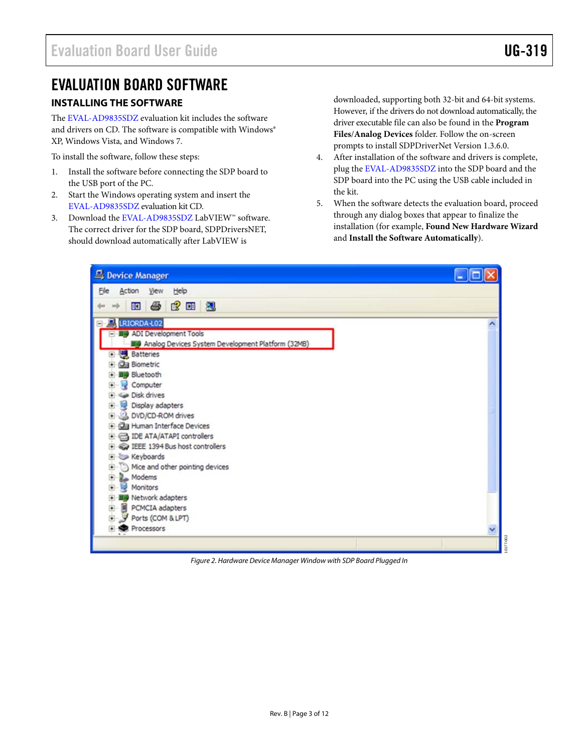# EVALUATION BOARD SOFTWARE

## INSTALLING THE SOFTWARE

The EVAL-AD9835SDZ evaluation kit includes the software and drivers on CD. The software is compatible with Windows® XP, Windows Vista, and Windows 7.

To install the software, follow these steps:

1. Install the software before connecting the SDP board to the USB port of the PC.
2. Start the Windows operating system and insert the EVAL-AD9835SDZ evaluation kit CD.
3. Download the EVAL-AD9835SDZ LabVIEW™ software. The correct driver for the SDP board, SDPDriversNET, should download automatically after LabVIEW is downloaded, supporting both 32-bit and 64-bit systems. However, if the drivers do not download automatically, the driver executable file can also be found in the **Program Files/Analog Devices** folder. Follow the on-screen prompts to install SDPDriverNet Version 1.3.6.0.
4. After installation of the software and drivers is complete, plug the EVAL-AD9835SDZ into the SDP board and the SDP board into the PC using the USB cable included in the kit.
5. When the software detects the evaluation board, proceed through any dialog boxes that appear to finalize the installation (for example, **Found New Hardware Wizard** and **Install the Software Automatically**).

*Figure 2. Hardware Device Manager Window with SDP Board Plugged In*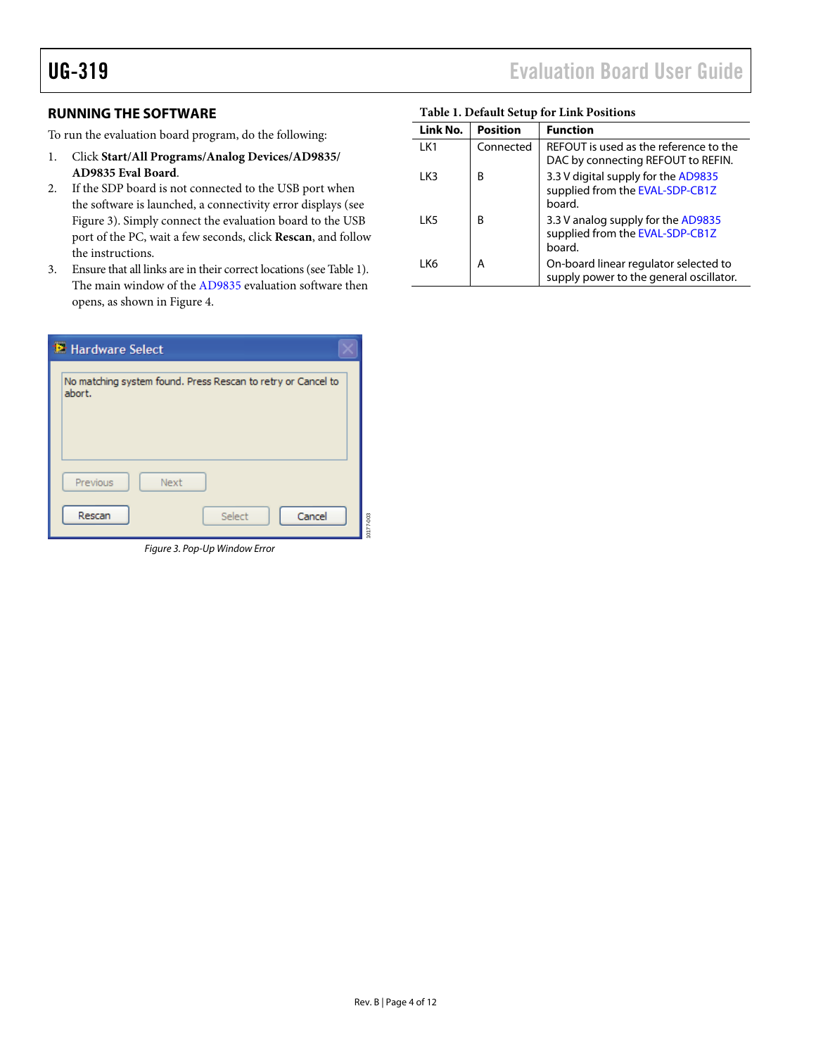## RUNNING THE SOFTWARE

To run the evaluation board program, do the following:

1. Click **Start/All Programs/Analog Devices/AD9835/ AD9835 Eval Board**.
2. If the SDP board is not connected to the USB port when the software is launched, a connectivity error displays (see Figure 3). Simply connect the evaluation board to the USB port of the PC, wait a few seconds, click **Rescan**, and follow the instructions.
3. Ensure that all links are in their correct locations (see Table 1). The main window of the AD9835 evaluation software then opens, as shown in Figure 4.

*Figure 3. Pop-Up Window Error*

**Table 1. Default Setup for Link Positions**

| Link No. | Position | Function |
|---|---|---|
| LK1 | Connected | REFOUT is used as the reference to the DAC by connecting REFOUT to REFIN. |
| LK3 | B | 3.3 V digital supply for the AD9835 supplied from the EVAL-SDP-CB1Z board. |
| LK5 | B | 3.3 V analog supply for the AD9835 supplied from the EVAL-SDP-CB1Z board. |
| LK6 | A | On-board linear regulator selected to supply power to the general oscillator. |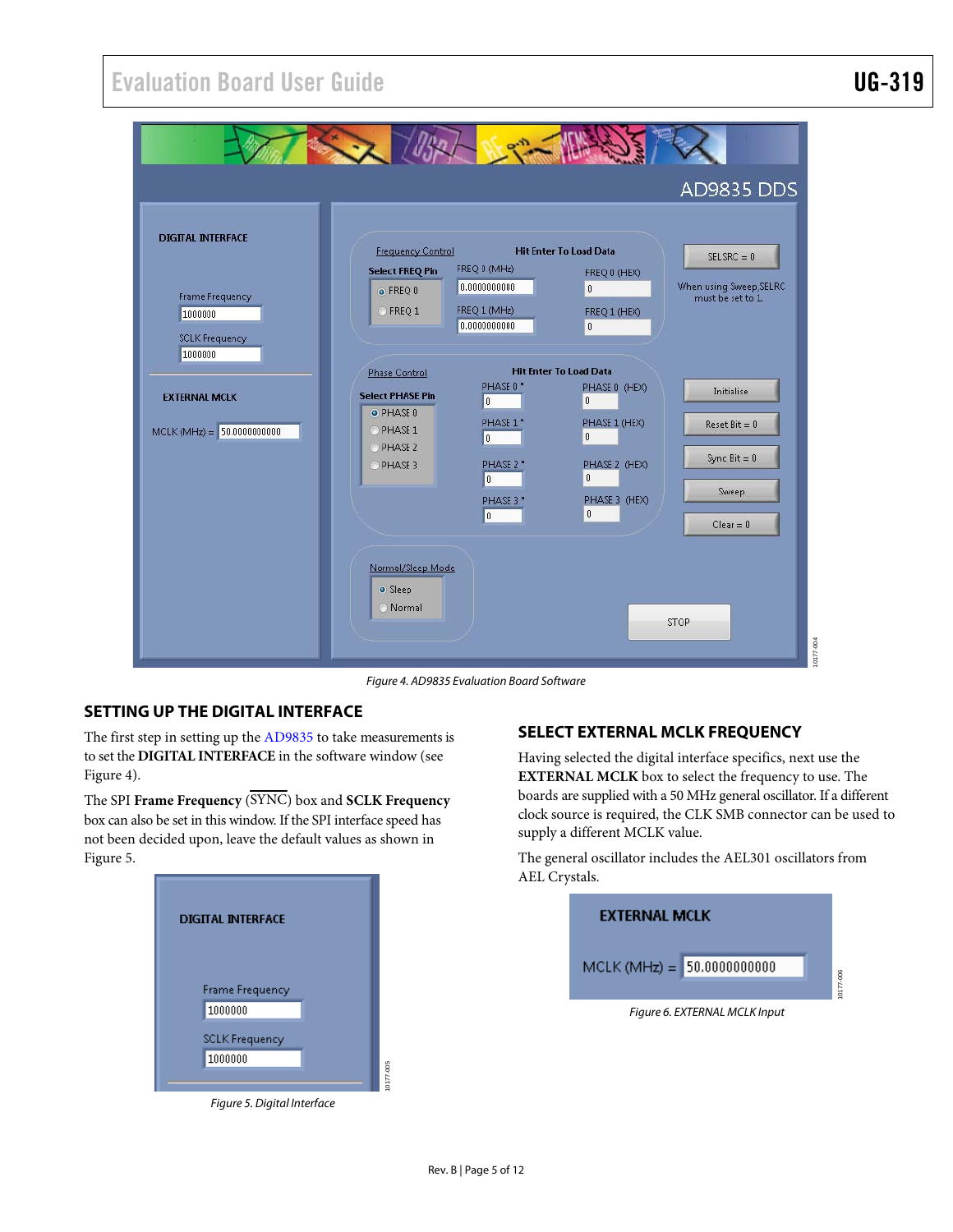Figure 4. AD9835 Evaluation Board Software

## SETTING UP THE DIGITAL INTERFACE

The first step in setting up the AD9835 to take measurements is to set the **DIGITAL INTERFACE** in the software window (see Figure 4).

The SPI **Frame Frequency** ($\overline{\text{SYNC}}$) box and **SCLK Frequency** box can also be set in this window. If the SPI interface speed has not been decided upon, leave the default values as shown in Figure 5.

Figure 5. Digital Interface

## SELECT EXTERNAL MCLK FREQUENCY

Having selected the digital interface specifics, next use the **EXTERNAL MCLK** box to select the frequency to use. The boards are supplied with a 50 MHz general oscillator. If a different clock source is required, the CLK SMB connector can be used to supply a different MCLK value.

The general oscillator includes the AEL301 oscillators from AEL Crystals.

Figure 6. EXTERNAL MCLK Input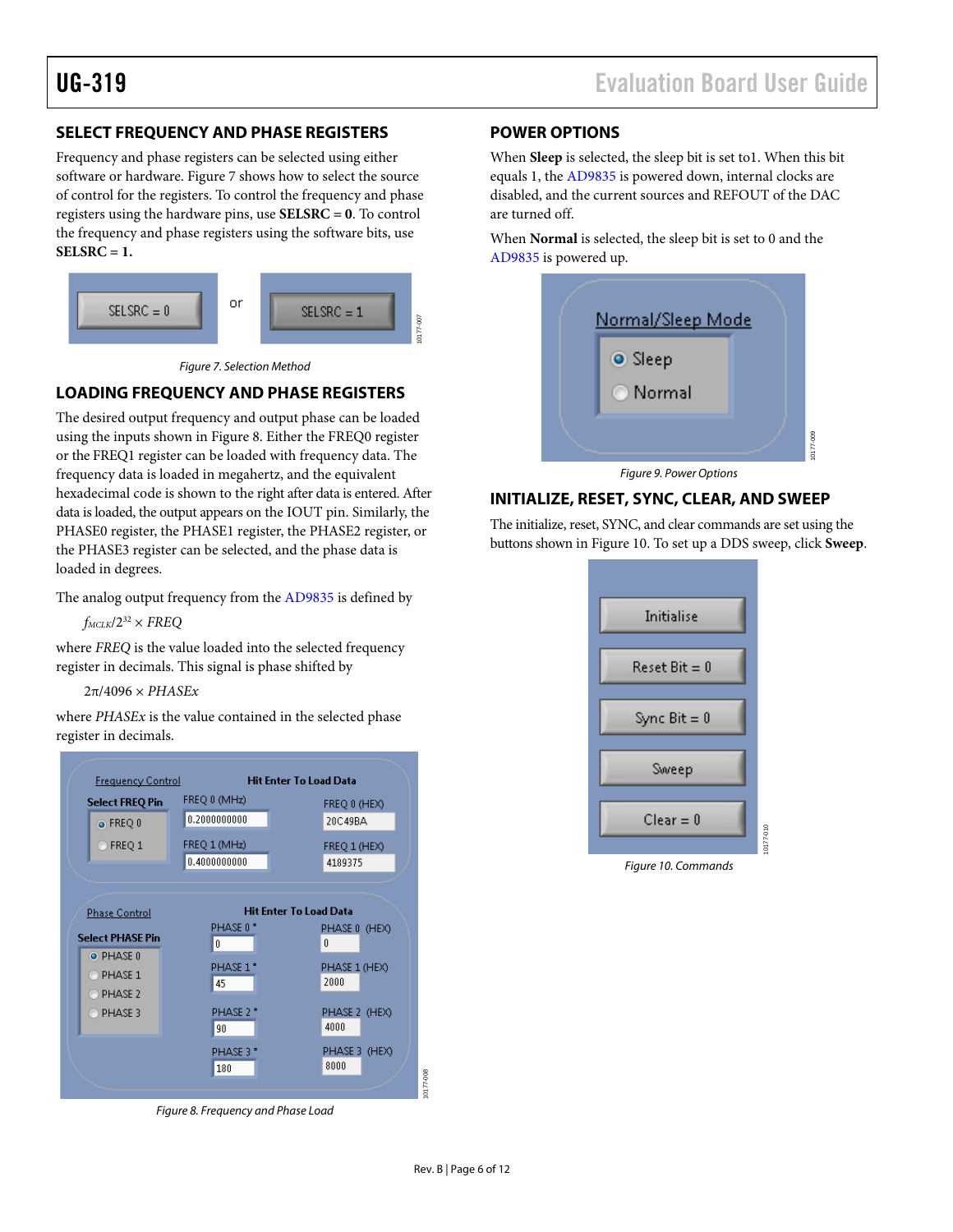## SELECT FREQUENCY AND PHASE REGISTERS

Frequency and phase registers can be selected using either software or hardware. Figure 7 shows how to select the source of control for the registers. To control the frequency and phase registers using the hardware pins, use **SELSRC = 0**. To control the frequency and phase registers using the software bits, use **SELSRC = 1.**

*Figure 7. Selection Method*

## LOADING FREQUENCY AND PHASE REGISTERS

The desired output frequency and output phase can be loaded using the inputs shown in Figure 8. Either the FREQ0 register or the FREQ1 register can be loaded with frequency data. The frequency data is loaded in megahertz, and the equivalent hexadecimal code is shown to the right after data is entered. After data is loaded, the output appears on the IOUT pin. Similarly, the PHASE0 register, the PHASE1 register, the PHASE2 register, or the PHASE3 register can be selected, and the phase data is loaded in degrees.

The analog output frequency from the AD9835 is defined by

$$f_{MCLK}/2^{32} \times FREQ$$

where *FREQ* is the value loaded into the selected frequency register in decimals. This signal is phase shifted by

$$2\pi/4096 \times PHASEx$$

where *PHASEx* is the value contained in the selected phase register in decimals.

*Figure 8. Frequency and Phase Load*

## POWER OPTIONS

When **Sleep** is selected, the sleep bit is set to1. When this bit equals 1, the AD9835 is powered down, internal clocks are disabled, and the current sources and REFOUT of the DAC are turned off.

When **Normal** is selected, the sleep bit is set to 0 and the AD9835 is powered up.

*Figure 9. Power Options*

## INITIALIZE, RESET, SYNC, CLEAR, AND SWEEP

The initialize, reset, SYNC, and clear commands are set using the buttons shown in Figure 10. To set up a DDS sweep, click **Sweep**.

*Figure 10. Commands*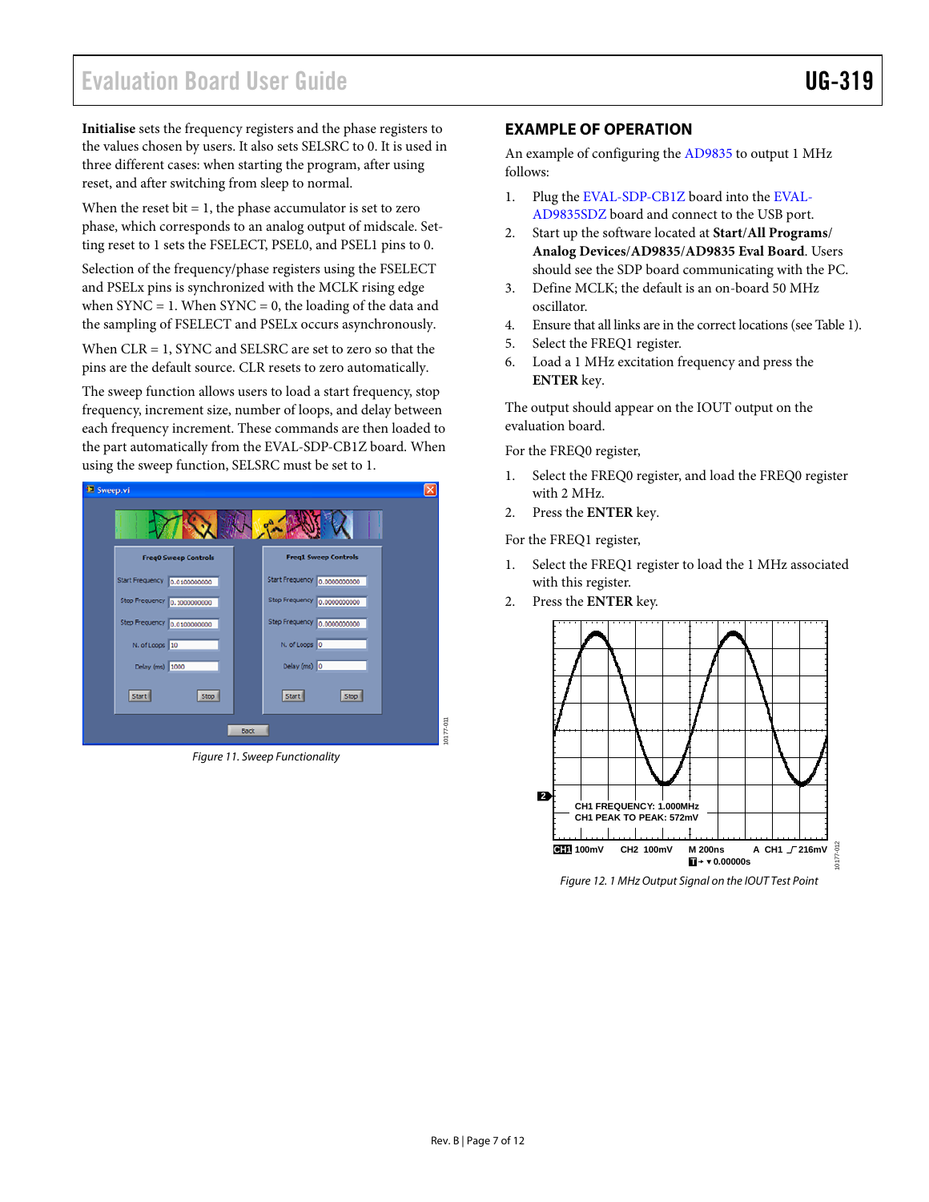**Initialise** sets the frequency registers and the phase registers to the values chosen by users. It also sets SELSRC to 0. It is used in three different cases: when starting the program, after using reset, and after switching from sleep to normal.

When the reset bit = 1, the phase accumulator is set to zero phase, which corresponds to an analog output of midscale. Setting reset to 1 sets the FSELECT, PSEL0, and PSEL1 pins to 0.

Selection of the frequency/phase registers using the FSELECT and PSELx pins is synchronized with the MCLK rising edge when SYNC = 1. When SYNC = 0, the loading of the data and the sampling of FSELECT and PSELx occurs asynchronously.

When CLR = 1, SYNC and SELSRC are set to zero so that the pins are the default source. CLR resets to zero automatically.

The sweep function allows users to load a start frequency, stop frequency, increment size, number of loops, and delay between each frequency increment. These commands are then loaded to the part automatically from the EVAL-SDP-CB1Z board. When using the sweep function, SELSRC must be set to 1.

*Figure 11. Sweep Functionality*

## EXAMPLE OF OPERATION

An example of configuring the AD9835 to output 1 MHz follows:

1. Plug the EVAL-SDP-CB1Z board into the EVAL-AD9835SDZ board and connect to the USB port.
2. Start up the software located at **Start/All Programs/ Analog Devices/AD9835/AD9835 Eval Board**. Users should see the SDP board communicating with the PC.
3. Define MCLK; the default is an on-board 50 MHz oscillator.
4. Ensure that all links are in the correct locations (see Table 1).
5. Select the FREQ1 register.
6. Load a 1 MHz excitation frequency and press the **ENTER** key.

The output should appear on the IOUT output on the evaluation board.

For the FREQ0 register,

1. Select the FREQ0 register, and load the FREQ0 register with 2 MHz.
2. Press the **ENTER** key.

For the FREQ1 register,

1. Select the FREQ1 register to load the 1 MHz associated with this register.
2. Press the **ENTER** key.

*Figure 12. 1 MHz Output Signal on the IOUT Test Point*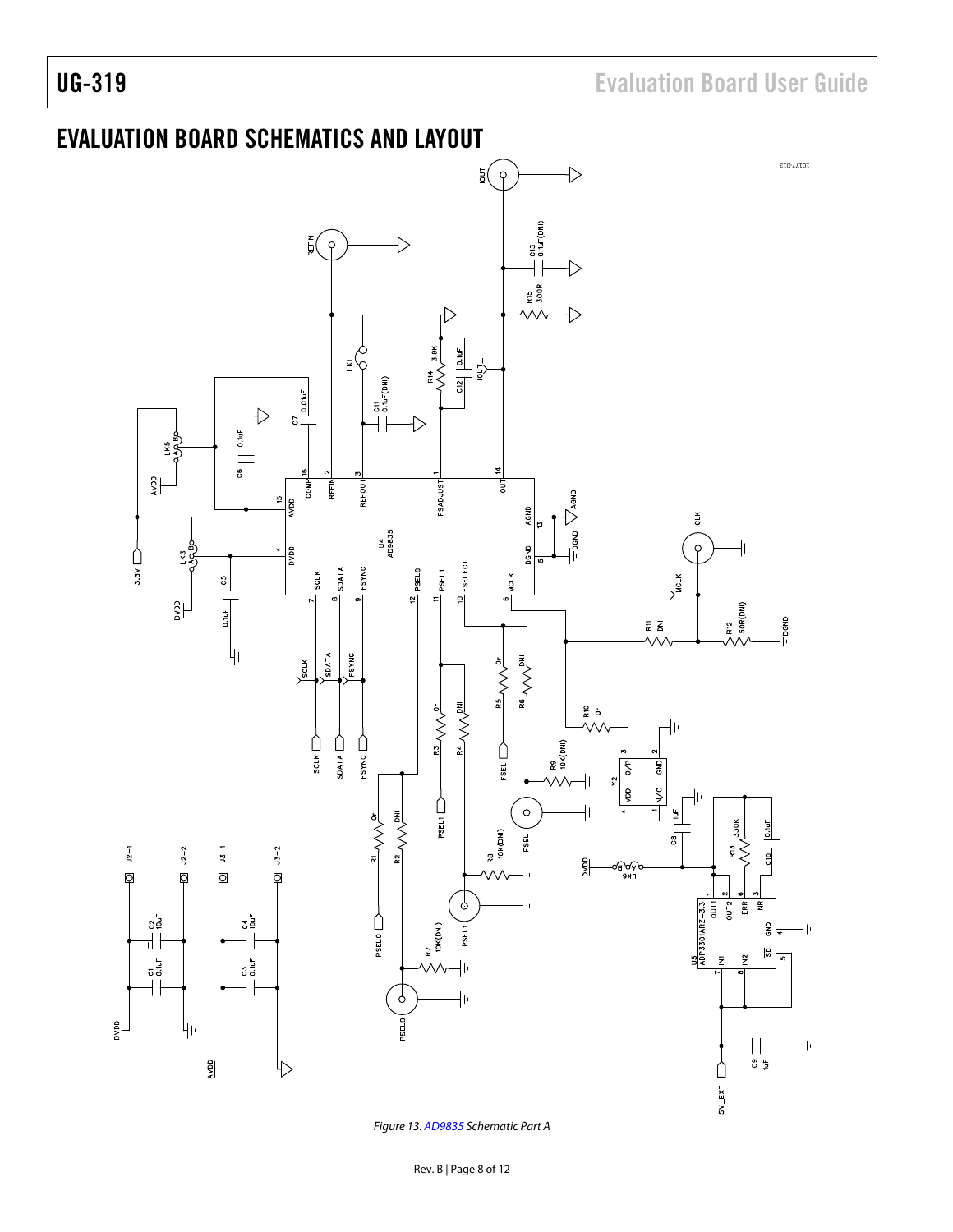## EVALUATION BOARD SCHEMATICS AND LAYOUT

*Figure 13. AD9835 Schematic Part A*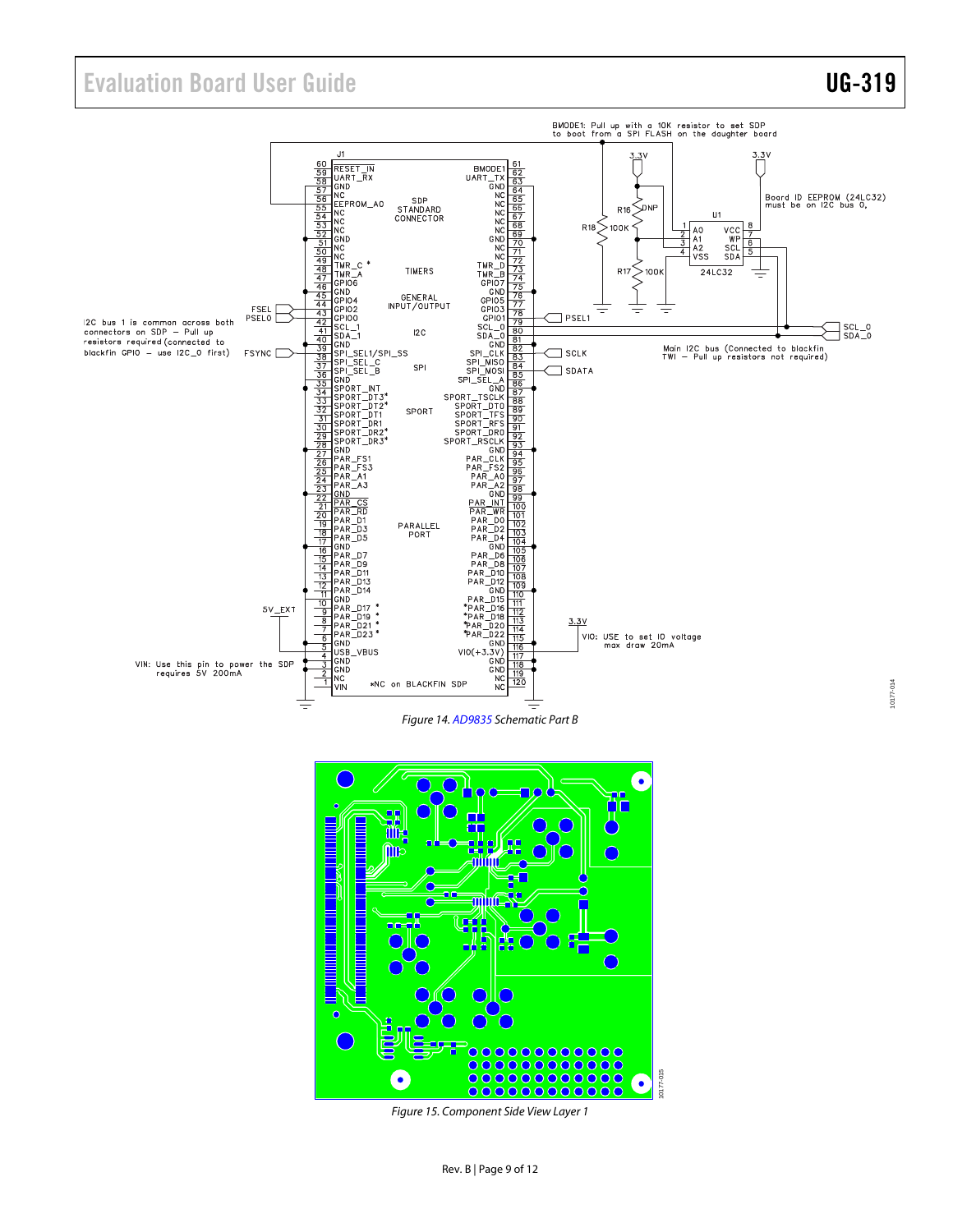Figure 14. AD9835 Schematic Part B

Figure 15. Component Side View Layer 1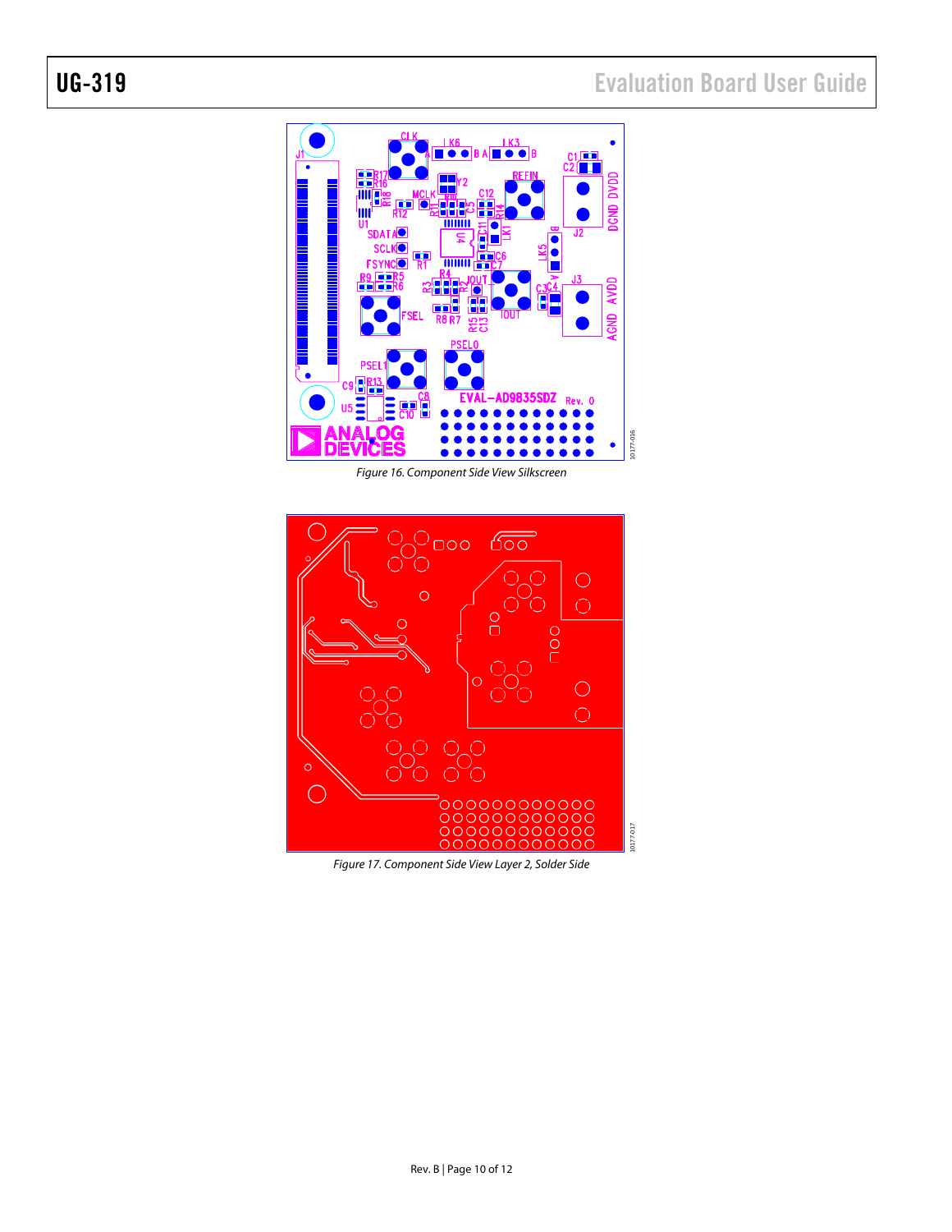Figure 16. Component Side View Silkscreen

Figure 17. Component Side View Layer 2, Solder Side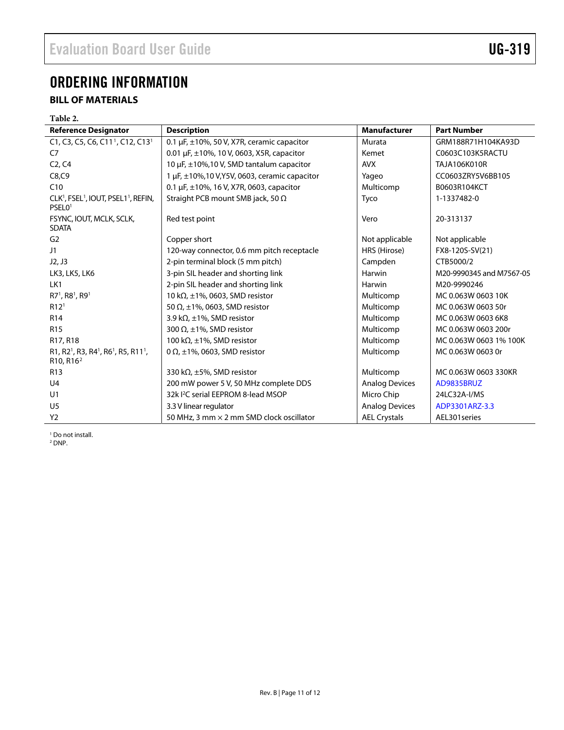# ORDERING INFORMATION

## BILL OF MATERIALS

**Table 2.**

| Reference Designator | Description | Manufacturer | Part Number |
|---|---|---|---|
| C1, C3, C5, C6, C11[1], C12, C13[1] | 0.1 µF, ±10%, 50 V, X7R, ceramic capacitor | Murata | GRM188R71H104KA93D |
| C7 | 0.01 µF, ±10%, 10 V, 0603, X5R, capacitor | Kemet | C0603C103K5RACTU |
| C2, C4 | 10 µF, ±10%,10 V, SMD tantalum capacitor | AVX | TAJA106K010R |
| C8,C9 | 1 µF, ±10%,10 V,Y5V, 0603, ceramic capacitor | Yageo | CC0603ZRY5V6BB105 |
| C10 | 0.1 µF, ±10%, 16 V, X7R, 0603, capacitor | Multicomp | B0603R104KCT |
| CLK[1], FSEL[1], IOUT, PSEL1[1], REFIN, PSEL0[1] | Straight PCB mount SMB jack, 50 Ω | Tyco | 1-1337482-0 |
| FSYNC, IOUT, MCLK, SCLK, SDATA | Red test point | Vero | 20-313137 |
| G2 | Copper short | Not applicable | Not applicable |
| J1 | 120-way connector, 0.6 mm pitch receptacle | HRS (Hirose) | FX8-120S-SV(21) |
| J2, J3 | 2-pin terminal block (5 mm pitch) | Campden | CTB5000/2 |
| LK3, LK5, LK6 | 3-pin SIL header and shorting link | Harwin | M20-9990345 and M7567-05 |
| LK1 | 2-pin SIL header and shorting link | Harwin | M20-9990246 |
| R7[1], R8[1], R9[1] | 10 kΩ, ±1%, 0603, SMD resistor | Multicomp | MC 0.063W 0603 10K |
| R12[1] | 50 Ω, ±1%, 0603, SMD resistor | Multicomp | MC 0.063W 0603 50r |
| R14 | 3.9 kΩ, ±1%, SMD resistor | Multicomp | MC 0.063W 0603 6K8 |
| R15 | 300 Ω, ±1%, SMD resistor | Multicomp | MC 0.063W 0603 200r |
| R17, R18 | 100 kΩ, ±1%, SMD resistor | Multicomp | MC 0.063W 0603 1% 100K |
| R1, R2[1], R3, R4[1], R6[1], R5, R11[1], R10, R16[2] | 0 Ω, ±1%, 0603, SMD resistor | Multicomp | MC 0.063W 0603 0r |
| R13 | 330 kΩ, ±5%, SMD resistor | Multicomp | MC 0.063W 0603 330KR |
| U4 | 200 mW power 5 V, 50 MHz complete DDS | Analog Devices | AD9835BRUZ |
| U1 | 32k I²C serial EEPROM 8-lead MSOP | Micro Chip | 24LC32A-I/MS |
| U5 | 3.3 V linear regulator | Analog Devices | ADP3301ARZ-3.3 |
| Y2 | 50 MHz, 3 mm × 2 mm SMD clock oscillator | AEL Crystals | AEL301series |

[1] Do not install.
[2] DNP.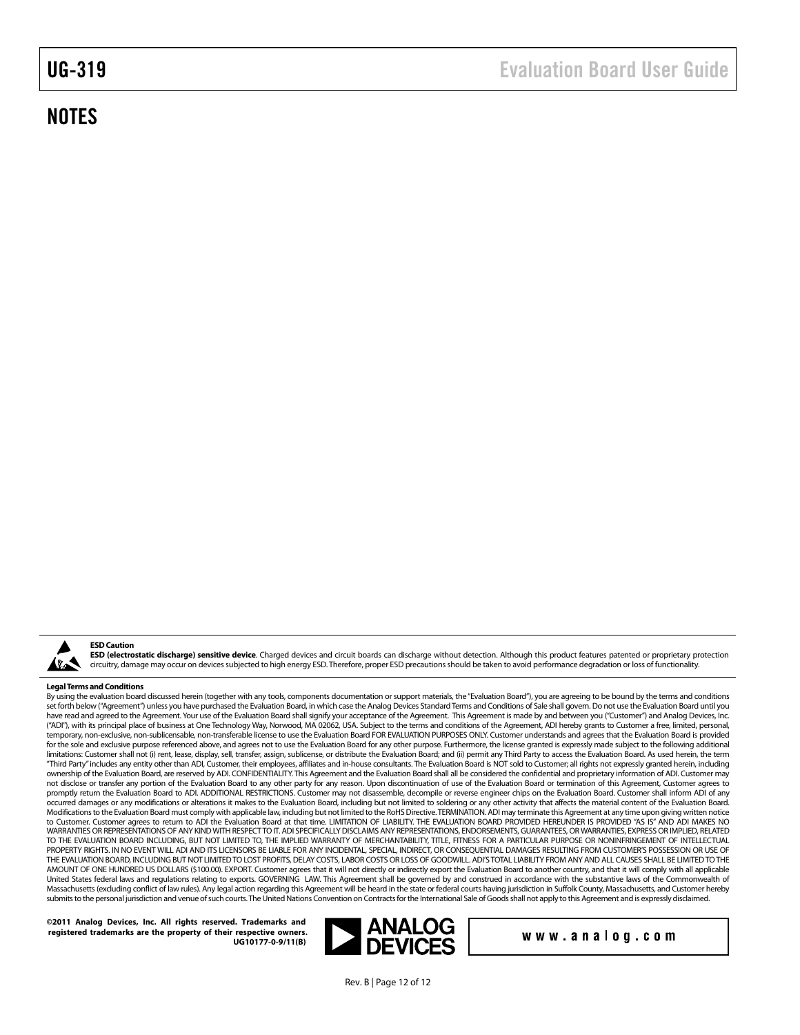## NOTES

**ESD Caution**

**ESD (electrostatic discharge) sensitive device**. Charged devices and circuit boards can discharge without detection. Although this product features patented or proprietary protection circuitry, damage may occur on devices subjected to high energy ESD. Therefore, proper ESD precautions should be taken to avoid performance degradation or loss of functionality.

**Legal Terms and Conditions**

By using the evaluation board discussed herein (together with any tools, components documentation or support materials, the "Evaluation Board"), you are agreeing to be bound by the terms and conditions set forth below ("Agreement") unless you have purchased the Evaluation Board, in which case the Analog Devices Standard Terms and Conditions of Sale shall govern. Do not use the Evaluation Board until you have read and agreed to the Agreement. Your use of the Evaluation Board shall signify your acceptance of the Agreement. This Agreement is made by and between you ("Customer") and Analog Devices, Inc. ("ADI"), with its principal place of business at One Technology Way, Norwood, MA 02062, USA. Subject to the terms and conditions of the Agreement, ADI hereby grants to Customer a free, limited, personal, temporary, non-exclusive, non-sublicensable, non-transferable license to use the Evaluation Board FOR EVALUATION PURPOSES ONLY. Customer understands and agrees that the Evaluation Board is provided for the sole and exclusive purpose referenced above, and agrees not to use the Evaluation Board for any other purpose. Furthermore, the license granted is expressly made subject to the following additional limitations: Customer shall not (i) rent, lease, display, sell, transfer, assign, sublicense, or distribute the Evaluation Board; and (ii) permit any Third Party to access the Evaluation Board. As used herein, the term "Third Party" includes any entity other than ADI, Customer, their employees, affiliates and in-house consultants. The Evaluation Board is NOT sold to Customer; all rights not expressly granted herein, including ownership of the Evaluation Board, are reserved by ADI. CONFIDENTIALITY. This Agreement and the Evaluation Board shall all be considered the confidential and proprietary information of ADI. Customer may not disclose or transfer any portion of the Evaluation Board to any other party for any reason. Upon discontinuation of use of the Evaluation Board or termination of this Agreement, Customer agrees to promptly return the Evaluation Board to ADI. ADDITIONAL RESTRICTIONS. Customer may not disassemble, decompile or reverse engineer chips on the Evaluation Board. Customer shall inform ADI of any occurred damages or any modifications or alterations it makes to the Evaluation Board, including but not limited to soldering or any other activity that affects the material content of the Evaluation Board. Modifications to the Evaluation Board must comply with applicable law, including but not limited to the RoHS Directive. TERMINATION. ADI may terminate this Agreement at any time upon giving written notice to Customer. Customer agrees to return to ADI the Evaluation Board at that time. LIMITATION OF LIABILITY. THE EVALUATION BOARD PROVIDED HEREUNDER IS PROVIDED "AS IS" AND ADI MAKES NO WARRANTIES OR REPRESENTATIONS OF ANY KIND WITH RESPECT TO IT. ADI SPECIFICALLY DISCLAIMS ANY REPRESENTATIONS, ENDORSEMENTS, GUARANTEES, OR WARRANTIES, EXPRESS OR IMPLIED, RELATED TO THE EVALUATION BOARD INCLUDING, BUT NOT LIMITED TO, THE IMPLIED WARRANTY OF MERCHANTABILITY, TITLE, FITNESS FOR A PARTICULAR PURPOSE OR NONINFRINGEMENT OF INTELLECTUAL PROPERTY RIGHTS. IN NO EVENT WILL ADI AND ITS LICENSORS BE LIABLE FOR ANY INCIDENTAL, SPECIAL, INDIRECT, OR CONSEQUENTIAL DAMAGES RESULTING FROM CUSTOMER'S POSSESSION OR USE OF THE EVALUATION BOARD, INCLUDING BUT NOT LIMITED TO LOST PROFITS, DELAY COSTS, LABOR COSTS OR LOSS OF GOODWILL. ADI'S TOTAL LIABILITY FROM ANY AND ALL CAUSES SHALL BE LIMITED TO THE AMOUNT OF ONE HUNDRED US DOLLARS ($100.00). EXPORT. Customer agrees that it will not directly or indirectly export the Evaluation Board to another country, and that it will comply with all applicable United States federal laws and regulations relating to exports. GOVERNING LAW. This Agreement shall be governed by and construed in accordance with the substantive laws of the Commonwealth of Massachusetts (excluding conflict of law rules). Any legal action regarding this Agreement will be heard in the state or federal courts having jurisdiction in Suffolk County, Massachusetts, and Customer hereby submits to the personal jurisdiction and venue of such courts. The United Nations Convention on Contracts for the International Sale of Goods shall not apply to this Agreement and is expressly disclaimed.

**©2011 Analog Devices, Inc. All rights reserved. Trademarks and registered trademarks are the property of their respective owners. UG10177-0-9/11(B)**

ANALOG DEVICES

www.analog.com